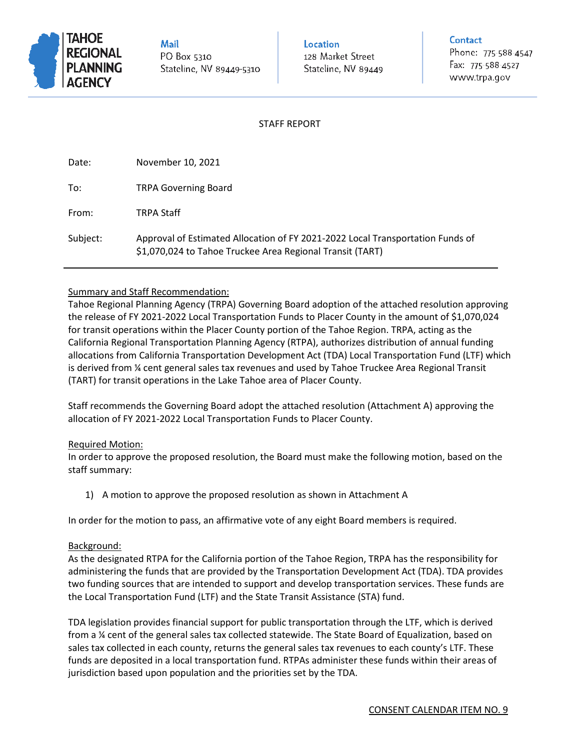**TAHOE REGIONAL PLANNING AGENCY**

**Mail**
PO Box 5310
Stateline, NV 89449-5310

**Location**
128 Market Street
Stateline, NV 89449

**Contact**
Phone: 775 588 4547
Fax: 775 588 4527
www.trpa.gov

STAFF REPORT

| | |
|---|---|
| Date: | November 10, 2021 |
| To: | TRPA Governing Board |
| From: | TRPA Staff |
| Subject: | Approval of Estimated Allocation of FY 2021-2022 Local Transportation Funds of $1,070,024 to Tahoe Truckee Area Regional Transit (TART) |

## Summary and Staff Recommendation:

Tahoe Regional Planning Agency (TRPA) Governing Board adoption of the attached resolution approving the release of FY 2021-2022 Local Transportation Funds to Placer County in the amount of $1,070,024 for transit operations within the Placer County portion of the Tahoe Region. TRPA, acting as the California Regional Transportation Planning Agency (RTPA), authorizes distribution of annual funding allocations from California Transportation Development Act (TDA) Local Transportation Fund (LTF) which is derived from ¼ cent general sales tax revenues and used by Tahoe Truckee Area Regional Transit (TART) for transit operations in the Lake Tahoe area of Placer County.

Staff recommends the Governing Board adopt the attached resolution (Attachment A) approving the allocation of FY 2021-2022 Local Transportation Funds to Placer County.

## Required Motion:

In order to approve the proposed resolution, the Board must make the following motion, based on the staff summary:

1) A motion to approve the proposed resolution as shown in Attachment A

In order for the motion to pass, an affirmative vote of any eight Board members is required.

## Background:

As the designated RTPA for the California portion of the Tahoe Region, TRPA has the responsibility for administering the funds that are provided by the Transportation Development Act (TDA). TDA provides two funding sources that are intended to support and develop transportation services. These funds are the Local Transportation Fund (LTF) and the State Transit Assistance (STA) fund.

TDA legislation provides financial support for public transportation through the LTF, which is derived from a ¼ cent of the general sales tax collected statewide. The State Board of Equalization, based on sales tax collected in each county, returns the general sales tax revenues to each county's LTF. These funds are deposited in a local transportation fund. RTPAs administer these funds within their areas of jurisdiction based upon population and the priorities set by the TDA.

CONSENT CALENDAR ITEM NO. 9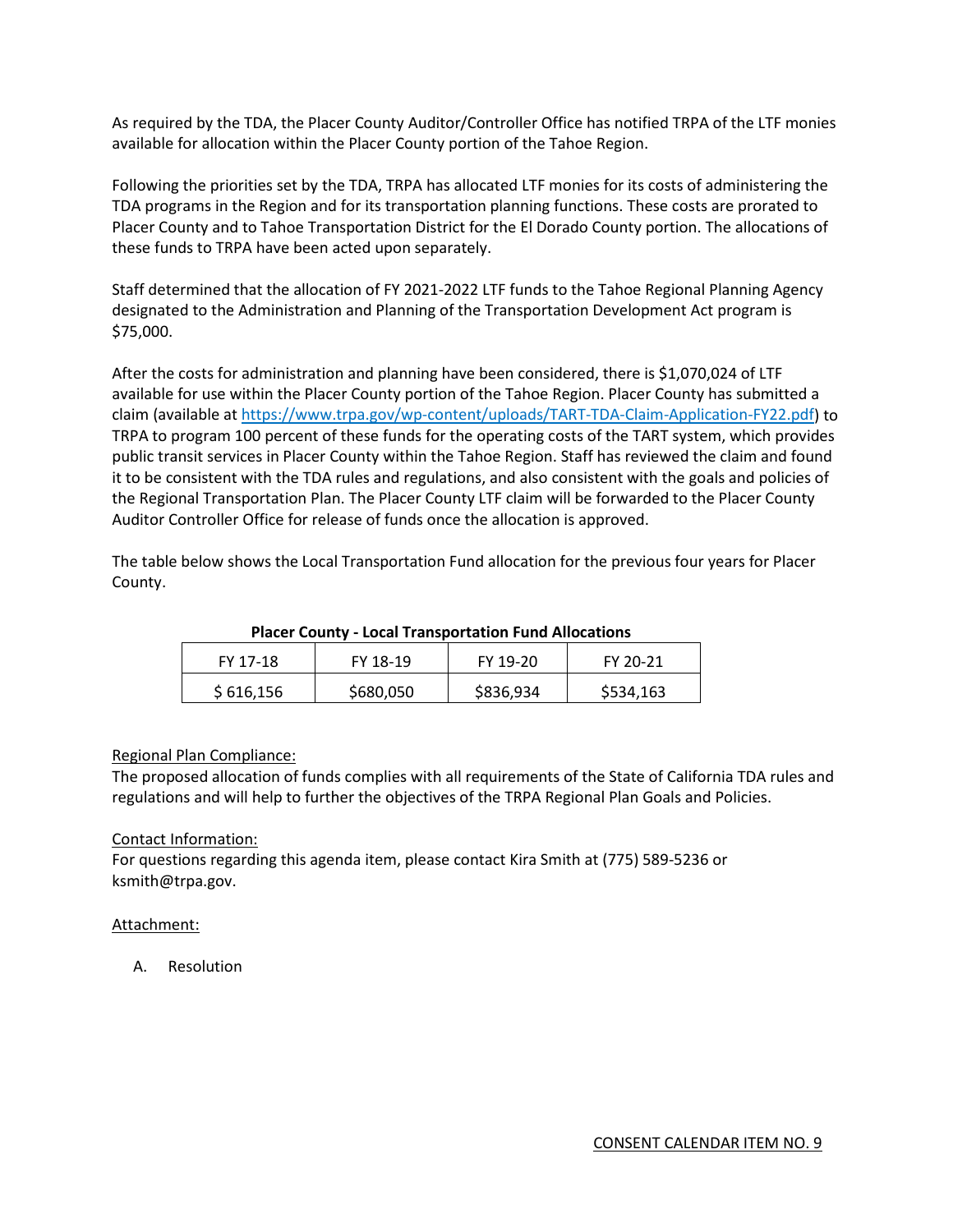As required by the TDA, the Placer County Auditor/Controller Office has notified TRPA of the LTF monies available for allocation within the Placer County portion of the Tahoe Region.

Following the priorities set by the TDA, TRPA has allocated LTF monies for its costs of administering the TDA programs in the Region and for its transportation planning functions. These costs are prorated to Placer County and to Tahoe Transportation District for the El Dorado County portion. The allocations of these funds to TRPA have been acted upon separately.

Staff determined that the allocation of FY 2021-2022 LTF funds to the Tahoe Regional Planning Agency designated to the Administration and Planning of the Transportation Development Act program is $75,000.

After the costs for administration and planning have been considered, there is $1,070,024 of LTF available for use within the Placer County portion of the Tahoe Region. Placer County has submitted a claim (available at https://www.trpa.gov/wp-content/uploads/TART-TDA-Claim-Application-FY22.pdf) to TRPA to program 100 percent of these funds for the operating costs of the TART system, which provides public transit services in Placer County within the Tahoe Region. Staff has reviewed the claim and found it to be consistent with the TDA rules and regulations, and also consistent with the goals and policies of the Regional Transportation Plan. The Placer County LTF claim will be forwarded to the Placer County Auditor Controller Office for release of funds once the allocation is approved.

The table below shows the Local Transportation Fund allocation for the previous four years for Placer County.

**Placer County - Local Transportation Fund Allocations**

| FY 17-18 | FY 18-19 | FY 19-20 | FY 20-21 |
|---|---|---|---|
| $ 616,156 | $680,050 | $836,934 | $534,163 |

<u>Regional Plan Compliance:</u>
The proposed allocation of funds complies with all requirements of the State of California TDA rules and regulations and will help to further the objectives of the TRPA Regional Plan Goals and Policies.

<u>Contact Information:</u>
For questions regarding this agenda item, please contact Kira Smith at (775) 589-5236 or ksmith@trpa.gov.

<u>Attachment:</u>

A. Resolution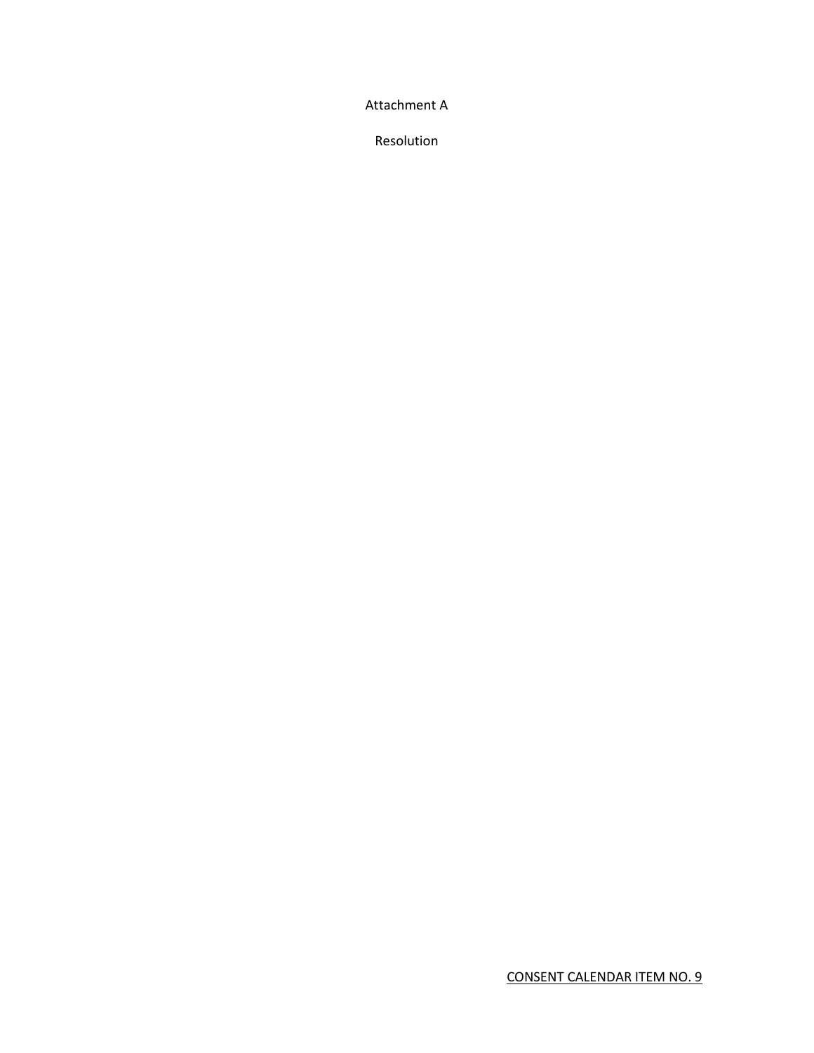Attachment A

Resolution

CONSENT CALENDAR ITEM NO. 9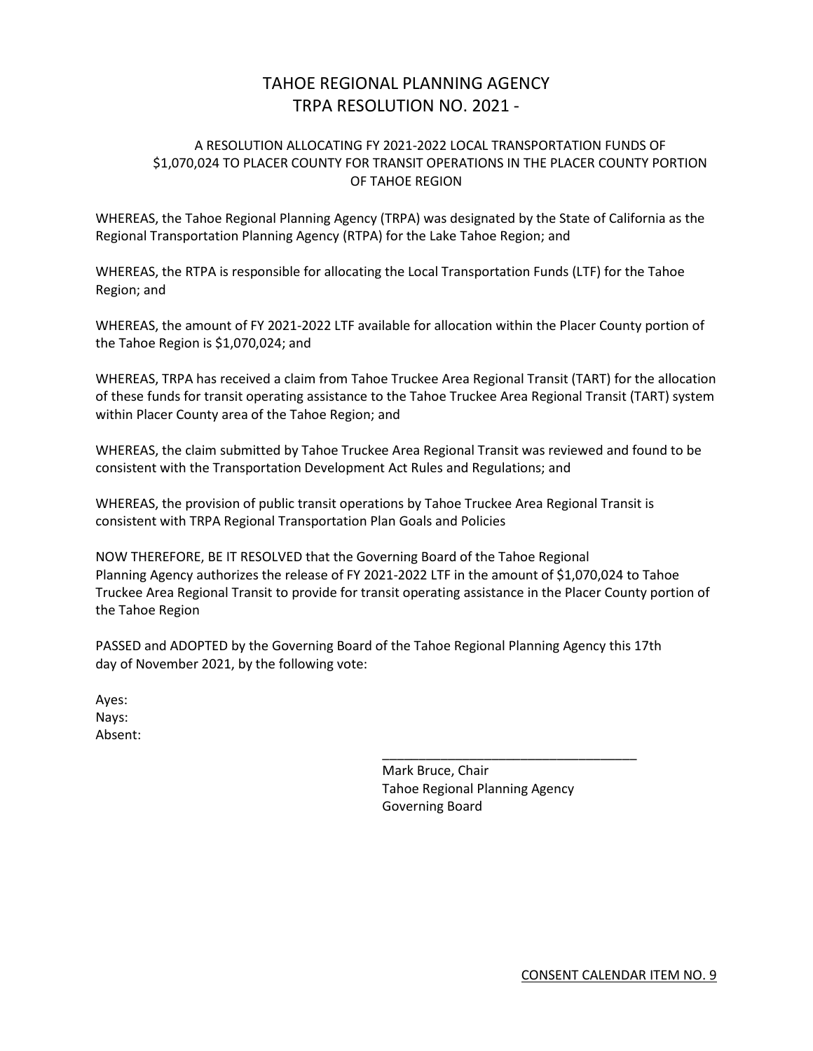# TAHOE REGIONAL PLANNING AGENCY
# TRPA RESOLUTION NO. 2021 -

A RESOLUTION ALLOCATING FY 2021-2022 LOCAL TRANSPORTATION FUNDS OF $1,070,024 TO PLACER COUNTY FOR TRANSIT OPERATIONS IN THE PLACER COUNTY PORTION OF TAHOE REGION

WHEREAS, the Tahoe Regional Planning Agency (TRPA) was designated by the State of California as the Regional Transportation Planning Agency (RTPA) for the Lake Tahoe Region; and

WHEREAS, the RTPA is responsible for allocating the Local Transportation Funds (LTF) for the Tahoe Region; and

WHEREAS, the amount of FY 2021-2022 LTF available for allocation within the Placer County portion of the Tahoe Region is $1,070,024; and

WHEREAS, TRPA has received a claim from Tahoe Truckee Area Regional Transit (TART) for the allocation of these funds for transit operating assistance to the Tahoe Truckee Area Regional Transit (TART) system within Placer County area of the Tahoe Region; and

WHEREAS, the claim submitted by Tahoe Truckee Area Regional Transit was reviewed and found to be consistent with the Transportation Development Act Rules and Regulations; and

WHEREAS, the provision of public transit operations by Tahoe Truckee Area Regional Transit is consistent with TRPA Regional Transportation Plan Goals and Policies

NOW THEREFORE, BE IT RESOLVED that the Governing Board of the Tahoe Regional Planning Agency authorizes the release of FY 2021-2022 LTF in the amount of $1,070,024 to Tahoe Truckee Area Regional Transit to provide for transit operating assistance in the Placer County portion of the Tahoe Region

PASSED and ADOPTED by the Governing Board of the Tahoe Regional Planning Agency this 17th day of November 2021, by the following vote:

Ayes:
Nays:
Absent:

\_\_\_\_\_\_\_\_\_\_\_\_\_\_\_\_\_\_\_\_\_\_\_\_\_\_\_\_\_\_\_\_\_\_\_

Mark Bruce, Chair
Tahoe Regional Planning Agency
Governing Board

CONSENT CALENDAR ITEM NO. 9